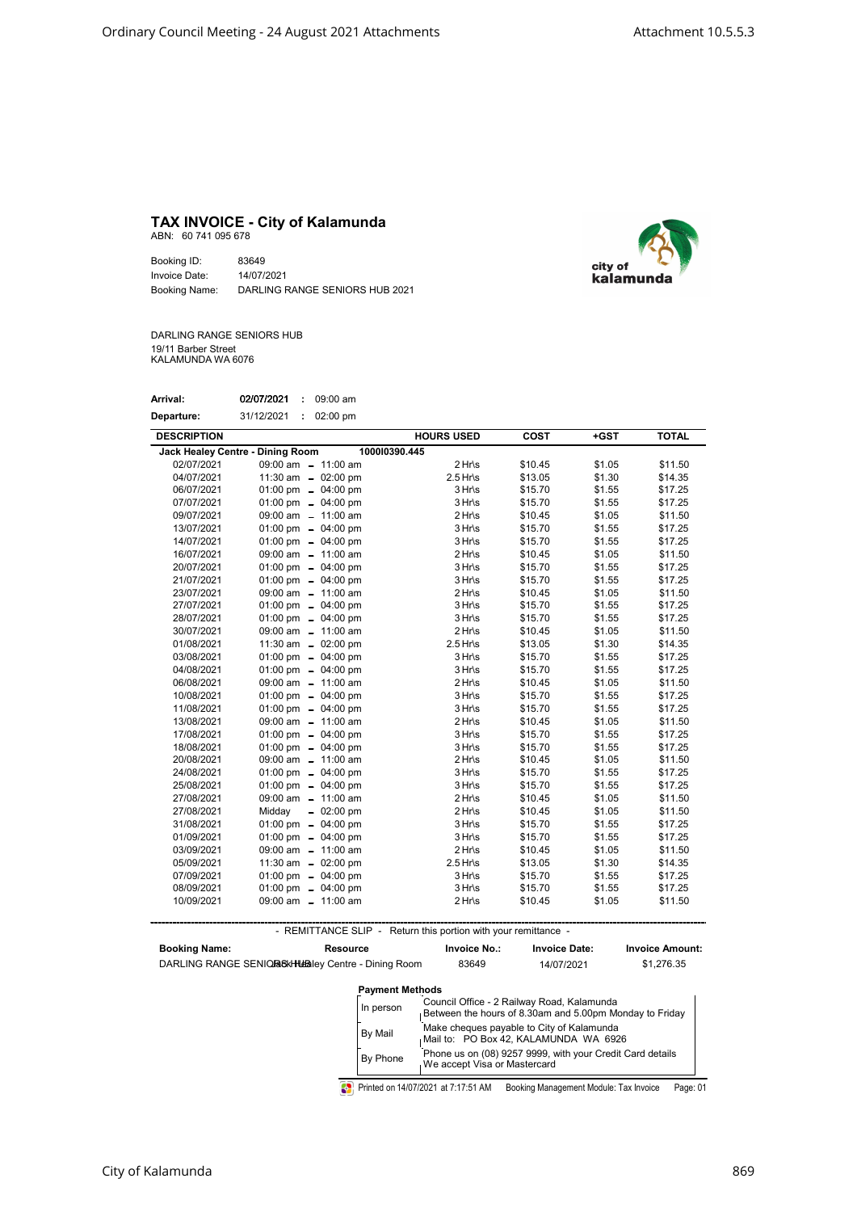# TAX INVOICE - City of Kalamunda

ABN: 60 741 095 678

Booking ID: 83649
Invoice Date: 14/07/2021
Booking Name: DARLING RANGE SENIORS HUB 2021

DARLING RANGE SENIORS HUB
19/11 Barber Street
KALAMUNDA WA 6076

**Arrival:** **02/07/2021** : 09:00 am
**Departure:** 31/12/2021 : 02:00 pm

| DESCRIPTION | | HOURS USED | COST | +GST | TOTAL |
|---|---|---|---|---|---|
| **Jack Healey Centre - Dining Room** | 100010390.445 | | | | |
| 02/07/2021 | 09:00 am - 11:00 am | 2 Hr\s | $10.45 | $1.05 | $11.50 |
| 04/07/2021 | 11:30 am - 02:00 pm | 2.5 Hr\s | $13.05 | $1.30 | $14.35 |
| 06/07/2021 | 01:00 pm - 04:00 pm | 3 Hr\s | $15.70 | $1.55 | $17.25 |
| 07/07/2021 | 01:00 pm - 04:00 pm | 3 Hr\s | $15.70 | $1.55 | $17.25 |
| 09/07/2021 | 09:00 am - 11:00 am | 2 Hr\s | $10.45 | $1.05 | $11.50 |
| 13/07/2021 | 01:00 pm - 04:00 pm | 3 Hr\s | $15.70 | $1.55 | $17.25 |
| 14/07/2021 | 01:00 pm - 04:00 pm | 3 Hr\s | $15.70 | $1.55 | $17.25 |
| 16/07/2021 | 09:00 am - 11:00 am | 2 Hr\s | $10.45 | $1.05 | $11.50 |
| 20/07/2021 | 01:00 pm - 04:00 pm | 3 Hr\s | $15.70 | $1.55 | $17.25 |
| 21/07/2021 | 01:00 pm - 04:00 pm | 3 Hr\s | $15.70 | $1.55 | $17.25 |
| 23/07/2021 | 09:00 am - 11:00 am | 2 Hr\s | $10.45 | $1.05 | $11.50 |
| 27/07/2021 | 01:00 pm - 04:00 pm | 3 Hr\s | $15.70 | $1.55 | $17.25 |
| 28/07/2021 | 01:00 pm - 04:00 pm | 3 Hr\s | $15.70 | $1.55 | $17.25 |
| 30/07/2021 | 09:00 am - 11:00 am | 2 Hr\s | $10.45 | $1.05 | $11.50 |
| 01/08/2021 | 11:30 am - 02:00 pm | 2.5 Hr\s | $13.05 | $1.30 | $14.35 |
| 03/08/2021 | 01:00 pm - 04:00 pm | 3 Hr\s | $15.70 | $1.55 | $17.25 |
| 04/08/2021 | 01:00 pm - 04:00 pm | 3 Hr\s | $15.70 | $1.55 | $17.25 |
| 06/08/2021 | 09:00 am - 11:00 am | 2 Hr\s | $10.45 | $1.05 | $11.50 |
| 10/08/2021 | 01:00 pm - 04:00 pm | 3 Hr\s | $15.70 | $1.55 | $17.25 |
| 11/08/2021 | 01:00 pm - 04:00 pm | 3 Hr\s | $15.70 | $1.55 | $17.25 |
| 13/08/2021 | 09:00 am - 11:00 am | 2 Hr\s | $10.45 | $1.05 | $11.50 |
| 17/08/2021 | 01:00 pm - 04:00 pm | 3 Hr\s | $15.70 | $1.55 | $17.25 |
| 18/08/2021 | 01:00 pm - 04:00 pm | 3 Hr\s | $15.70 | $1.55 | $17.25 |
| 20/08/2021 | 09:00 am - 11:00 am | 2 Hr\s | $10.45 | $1.05 | $11.50 |
| 24/08/2021 | 01:00 pm - 04:00 pm | 3 Hr\s | $15.70 | $1.55 | $17.25 |
| 25/08/2021 | 01:00 pm - 04:00 pm | 3 Hr\s | $15.70 | $1.55 | $17.25 |
| 27/08/2021 | 09:00 am - 11:00 am | 2 Hr\s | $10.45 | $1.05 | $11.50 |
| 27/08/2021 | Midday - 02:00 pm | 2 Hr\s | $10.45 | $1.05 | $11.50 |
| 31/08/2021 | 01:00 pm - 04:00 pm | 3 Hr\s | $15.70 | $1.55 | $17.25 |
| 01/09/2021 | 01:00 pm - 04:00 pm | 3 Hr\s | $15.70 | $1.55 | $17.25 |
| 03/09/2021 | 09:00 am - 11:00 am | 2 Hr\s | $10.45 | $1.05 | $11.50 |
| 05/09/2021 | 11:30 am - 02:00 pm | 2.5 Hr\s | $13.05 | $1.30 | $14.35 |
| 07/09/2021 | 01:00 pm - 04:00 pm | 3 Hr\s | $15.70 | $1.55 | $17.25 |
| 08/09/2021 | 01:00 pm - 04:00 pm | 3 Hr\s | $15.70 | $1.55 | $17.25 |
| 10/09/2021 | 09:00 am - 11:00 am | 2 Hr\s | $10.45 | $1.05 | $11.50 |

- REMITTANCE SLIP - Return this portion with your remittance -

| Booking Name: | Resource | Invoice No.: | Invoice Date: | Invoice Amount: |
|---|---|---|---|---|
| DARLING RANGE SENIORS HUB | Jack Healey Centre - Dining Room | 83649 | 14/07/2021 | $1,276.35 |

**Payment Methods**

| | |
|---|---|
| In person | Council Office - 2 Railway Road, Kalamunda<br>Between the hours of 8.30am and 5.00pm Monday to Friday |
| By Mail | Make cheques payable to City of Kalamunda<br>Mail to: PO Box 42, KALAMUNDA WA 6926 |
| By Phone | Phone us on (08) 9257 9999, with your Credit Card details<br>We accept Visa or Mastercard |

Printed on 14/07/2021 at 7:17:51 AM Booking Management Module: Tax Invoice Page: 01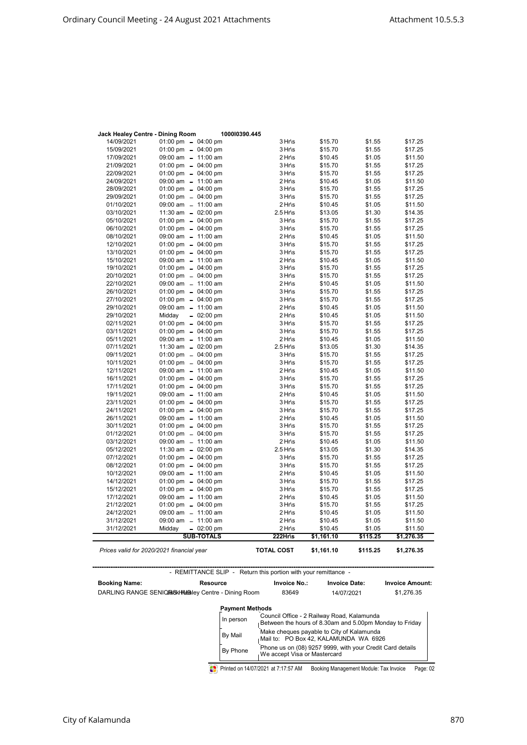| Jack Healey Centre - Dining Room | | 1000I0390.445 | | | |
|---|---|---|---|---|---|
| 14/09/2021 | 01:00 pm - 04:00 pm | 3 Hr\s | $15.70 | $1.55 | $17.25 |
| 15/09/2021 | 01:00 pm - 04:00 pm | 3 Hr\s | $15.70 | $1.55 | $17.25 |
| 17/09/2021 | 09:00 am - 11:00 am | 2 Hr\s | $10.45 | $1.05 | $11.50 |
| 21/09/2021 | 01:00 pm - 04:00 pm | 3 Hr\s | $15.70 | $1.55 | $17.25 |
| 22/09/2021 | 01:00 pm - 04:00 pm | 3 Hr\s | $15.70 | $1.55 | $17.25 |
| 24/09/2021 | 09:00 am - 11:00 am | 2 Hr\s | $10.45 | $1.05 | $11.50 |
| 28/09/2021 | 01:00 pm - 04:00 pm | 3 Hr\s | $15.70 | $1.55 | $17.25 |
| 29/09/2021 | 01:00 pm - 04:00 pm | 3 Hr\s | $15.70 | $1.55 | $17.25 |
| 01/10/2021 | 09:00 am - 11:00 am | 2 Hr\s | $10.45 | $1.05 | $11.50 |
| 03/10/2021 | 11:30 am - 02:00 pm | 2.5 Hr\s | $13.05 | $1.30 | $14.35 |
| 05/10/2021 | 01:00 pm - 04:00 pm | 3 Hr\s | $15.70 | $1.55 | $17.25 |
| 06/10/2021 | 01:00 pm - 04:00 pm | 3 Hr\s | $15.70 | $1.55 | $17.25 |
| 08/10/2021 | 09:00 am - 11:00 am | 2 Hr\s | $10.45 | $1.05 | $11.50 |
| 12/10/2021 | 01:00 pm - 04:00 pm | 3 Hr\s | $15.70 | $1.55 | $17.25 |
| 13/10/2021 | 01:00 pm - 04:00 pm | 3 Hr\s | $15.70 | $1.55 | $17.25 |
| 15/10/2021 | 09:00 am - 11:00 am | 2 Hr\s | $10.45 | $1.05 | $11.50 |
| 19/10/2021 | 01:00 pm - 04:00 pm | 3 Hr\s | $15.70 | $1.55 | $17.25 |
| 20/10/2021 | 01:00 pm - 04:00 pm | 3 Hr\s | $15.70 | $1.55 | $17.25 |
| 22/10/2021 | 09:00 am - 11:00 am | 2 Hr\s | $10.45 | $1.05 | $11.50 |
| 26/10/2021 | 01:00 pm - 04:00 pm | 3 Hr\s | $15.70 | $1.55 | $17.25 |
| 27/10/2021 | 01:00 pm - 04:00 pm | 3 Hr\s | $15.70 | $1.55 | $17.25 |
| 29/10/2021 | 09:00 am - 11:00 am | 2 Hr\s | $10.45 | $1.05 | $11.50 |
| 29/10/2021 | Midday - 02:00 pm | 2 Hr\s | $10.45 | $1.05 | $11.50 |
| 02/11/2021 | 01:00 pm - 04:00 pm | 3 Hr\s | $15.70 | $1.55 | $17.25 |
| 03/11/2021 | 01:00 pm - 04:00 pm | 3 Hr\s | $15.70 | $1.55 | $17.25 |
| 05/11/2021 | 09:00 am - 11:00 am | 2 Hr\s | $10.45 | $1.05 | $11.50 |
| 07/11/2021 | 11:30 am - 02:00 pm | 2.5 Hr\s | $13.05 | $1.30 | $14.35 |
| 09/11/2021 | 01:00 pm - 04:00 pm | 3 Hr\s | $15.70 | $1.55 | $17.25 |
| 10/11/2021 | 01:00 pm - 04:00 pm | 3 Hr\s | $15.70 | $1.55 | $17.25 |
| 12/11/2021 | 09:00 am - 11:00 am | 2 Hr\s | $10.45 | $1.05 | $11.50 |
| 16/11/2021 | 01:00 pm - 04:00 pm | 3 Hr\s | $15.70 | $1.55 | $17.25 |
| 17/11/2021 | 01:00 pm - 04:00 pm | 3 Hr\s | $15.70 | $1.55 | $17.25 |
| 19/11/2021 | 09:00 am - 11:00 am | 2 Hr\s | $10.45 | $1.05 | $11.50 |
| 23/11/2021 | 01:00 pm - 04:00 pm | 3 Hr\s | $15.70 | $1.55 | $17.25 |
| 24/11/2021 | 01:00 pm - 04:00 pm | 3 Hr\s | $15.70 | $1.55 | $17.25 |
| 26/11/2021 | 09:00 am - 11:00 am | 2 Hr\s | $10.45 | $1.05 | $11.50 |
| 30/11/2021 | 01:00 pm - 04:00 pm | 3 Hr\s | $15.70 | $1.55 | $17.25 |
| 01/12/2021 | 01:00 pm - 04:00 pm | 3 Hr\s | $15.70 | $1.55 | $17.25 |
| 03/12/2021 | 09:00 am - 11:00 am | 2 Hr\s | $10.45 | $1.05 | $11.50 |
| 05/12/2021 | 11:30 am - 02:00 pm | 2.5 Hr\s | $13.05 | $1.30 | $14.35 |
| 07/12/2021 | 01:00 pm - 04:00 pm | 3 Hr\s | $15.70 | $1.55 | $17.25 |
| 08/12/2021 | 01:00 pm - 04:00 pm | 3 Hr\s | $15.70 | $1.55 | $17.25 |
| 10/12/2021 | 09:00 am - 11:00 am | 2 Hr\s | $10.45 | $1.05 | $11.50 |
| 14/12/2021 | 01:00 pm - 04:00 pm | 3 Hr\s | $15.70 | $1.55 | $17.25 |
| 15/12/2021 | 01:00 pm - 04:00 pm | 3 Hr\s | $15.70 | $1.55 | $17.25 |
| 17/12/2021 | 09:00 am - 11:00 am | 2 Hr\s | $10.45 | $1.05 | $11.50 |
| 21/12/2021 | 01:00 pm - 04:00 pm | 3 Hr\s | $15.70 | $1.55 | $17.25 |
| 24/12/2021 | 09:00 am - 11:00 am | 2 Hr\s | $10.45 | $1.05 | $11.50 |
| 31/12/2021 | 09:00 am - 11:00 am | 2 Hr\s | $10.45 | $1.05 | $11.50 |
| 31/12/2021 | Midday - 02:00 pm | 2 Hr\s | $10.45 | $1.05 | $11.50 |
| | **SUB-TOTALS** | **222Hr\s** | **$1,161.10** | **$115.25** | **$1,276.35** |
| *Prices valid for 2020/2021 financial year* | | **TOTAL COST** | **$1,161.10** | **$115.25** | **$1,276.35** |

- REMITTANCE SLIP - Return this portion with your remittance -

| Booking Name: | Resource | Invoice No.: | Invoice Date: | Invoice Amount: |
|---|---|---|---|---|
| DARLING RANGE SENIORS HUB | Jack Healey Centre - Dining Room | 83649 | 14/07/2021 | $1,276.35 |

**Payment Methods**

| | |
|---|---|
| In person | Council Office - 2 Railway Road, Kalamunda<br>Between the hours of 8.30am and 5.00pm Monday to Friday |
| By Mail | Make cheques payable to City of Kalamunda<br>Mail to: PO Box 42, KALAMUNDA WA 6926 |
| By Phone | Phone us on (08) 9257 9999, with your Credit Card details<br>We accept Visa or Mastercard |

Printed on 14/07/2021 at 7:17:57 AM Booking Management Module: Tax Invoice Page: 02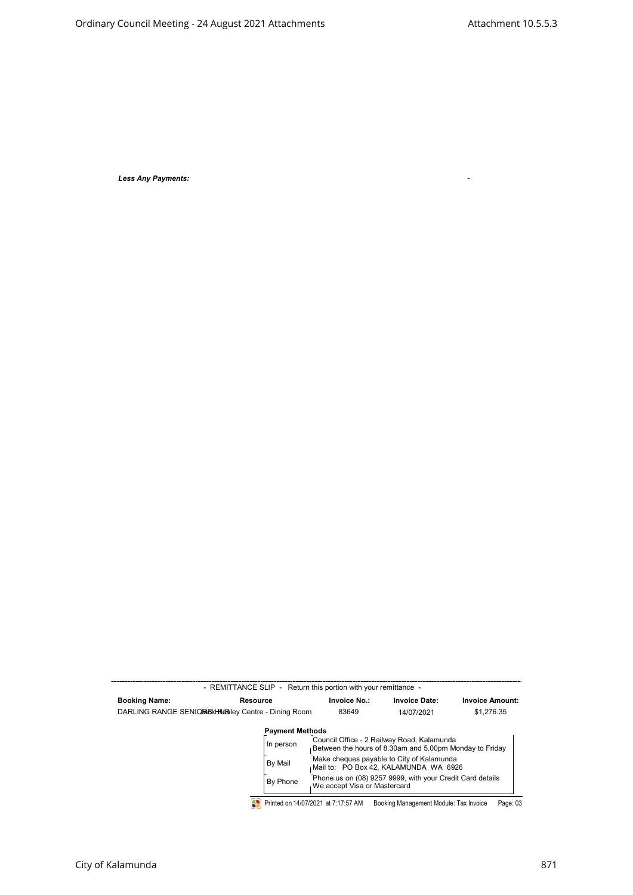***Less Any Payments:*** **-**

---

- REMITTANCE SLIP - Return this portion with your remittance -

| Booking Name: | Resource | Invoice No.: | Invoice Date: | Invoice Amount: |
|---|---|---|---|---|
| DARLING RANGE SENIORS HUB | Jack Healey Centre - Dining Room | 83649 | 14/07/2021 | $1,276.35 |

**Payment Methods**

| | |
|---|---|
| In person | Council Office - 2 Railway Road, Kalamunda<br>Between the hours of 8.30am and 5.00pm Monday to Friday |
| By Mail | Make cheques payable to City of Kalamunda<br>Mail to: PO Box 42, KALAMUNDA WA 6926 |
| By Phone | Phone us on (08) 9257 9999, with your Credit Card details<br>We accept Visa or Mastercard |

Printed on 14/07/2021 at 7:17:57 AM Booking Management Module: Tax Invoice Page: 03